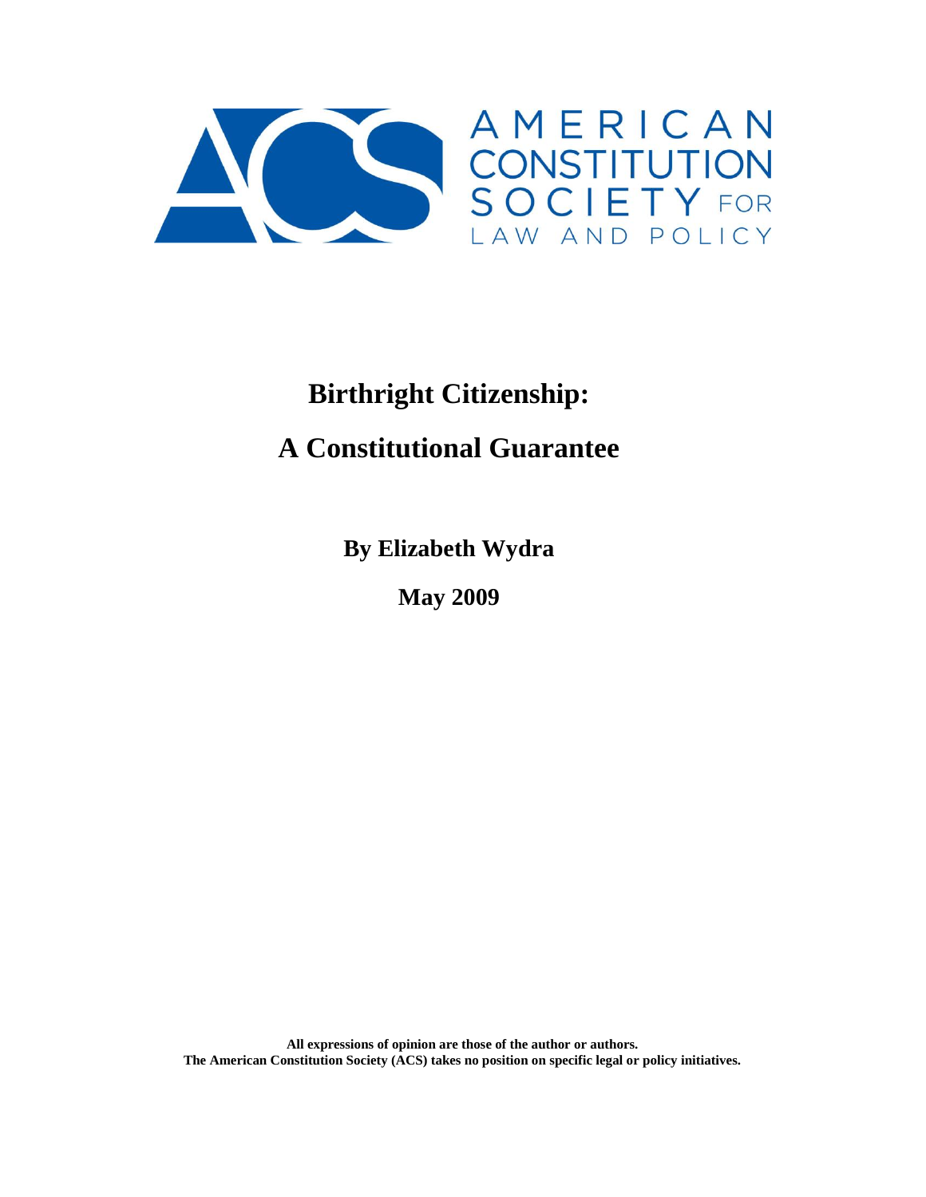AMERICAN CONSTITUTION SOCIETY FOR LAW AND POLICY

# Birthright Citizenship:

# A Constitutional Guarantee

**By Elizabeth Wydra**

**May 2009**

**All expressions of opinion are those of the author or authors.**
**The American Constitution Society (ACS) takes no position on specific legal or policy initiatives.**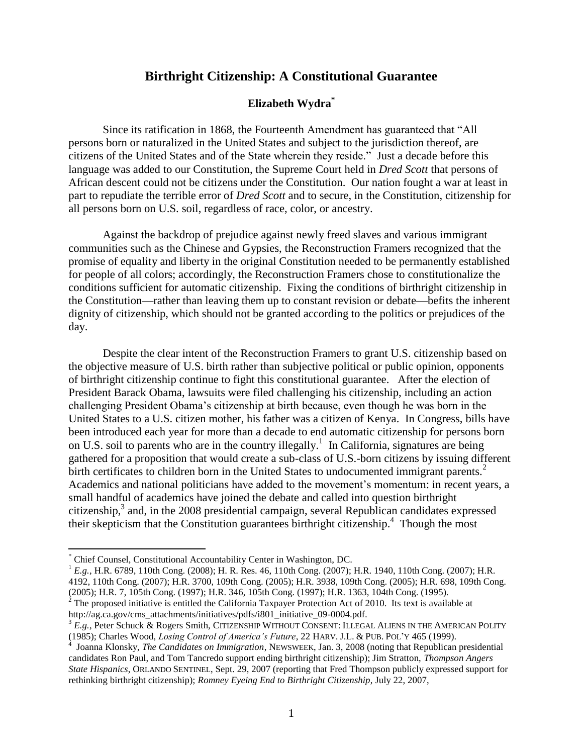# Birthright Citizenship: A Constitutional Guarantee

### Elizabeth Wydra*

Since its ratification in 1868, the Fourteenth Amendment has guaranteed that "All persons born or naturalized in the United States and subject to the jurisdiction thereof, are citizens of the United States and of the State wherein they reside." Just a decade before this language was added to our Constitution, the Supreme Court held in *Dred Scott* that persons of African descent could not be citizens under the Constitution. Our nation fought a war at least in part to repudiate the terrible error of *Dred Scott* and to secure, in the Constitution, citizenship for all persons born on U.S. soil, regardless of race, color, or ancestry.

Against the backdrop of prejudice against newly freed slaves and various immigrant communities such as the Chinese and Gypsies, the Reconstruction Framers recognized that the promise of equality and liberty in the original Constitution needed to be permanently established for people of all colors; accordingly, the Reconstruction Framers chose to constitutionalize the conditions sufficient for automatic citizenship. Fixing the conditions of birthright citizenship in the Constitution—rather than leaving them up to constant revision or debate—befits the inherent dignity of citizenship, which should not be granted according to the politics or prejudices of the day.

Despite the clear intent of the Reconstruction Framers to grant U.S. citizenship based on the objective measure of U.S. birth rather than subjective political or public opinion, opponents of birthright citizenship continue to fight this constitutional guarantee. After the election of President Barack Obama, lawsuits were filed challenging his citizenship, including an action challenging President Obama's citizenship at birth because, even though he was born in the United States to a U.S. citizen mother, his father was a citizen of Kenya. In Congress, bills have been introduced each year for more than a decade to end automatic citizenship for persons born on U.S. soil to parents who are in the country illegally.[1] In California, signatures are being gathered for a proposition that would create a sub-class of U.S.-born citizens by issuing different birth certificates to children born in the United States to undocumented immigrant parents.[2] Academics and national politicians have added to the movement's momentum: in recent years, a small handful of academics have joined the debate and called into question birthright citizenship,[3] and, in the 2008 presidential campaign, several Republican candidates expressed their skepticism that the Constitution guarantees birthright citizenship.[4] Though the most

---

\* Chief Counsel, Constitutional Accountability Center in Washington, DC.

[1] *E.g.*, H.R. 6789, 110th Cong. (2008); H. R. Res. 46, 110th Cong. (2007); H.R. 1940, 110th Cong. (2007); H.R. 4192, 110th Cong. (2007); H.R. 3700, 109th Cong. (2005); H.R. 3938, 109th Cong. (2005); H.R. 698, 109th Cong. (2005); H.R. 7, 105th Cong. (1997); H.R. 346, 105th Cong. (1997); H.R. 1363, 104th Cong. (1995).

[2] The proposed initiative is entitled the California Taxpayer Protection Act of 2010. Its text is available at http://ag.ca.gov/cms_attachments/initiatives/pdfs/i801_initiative_09-0004.pdf.

[3] *E.g.*, Peter Schuck & Rogers Smith, CITIZENSHIP WITHOUT CONSENT: ILLEGAL ALIENS IN THE AMERICAN POLITY (1985); Charles Wood, *Losing Control of America's Future*, 22 HARV. J.L. & PUB. POL'Y 465 (1999).

[4] Joanna Klonsky, *The Candidates on Immigration*, NEWSWEEK, Jan. 3, 2008 (noting that Republican presidential candidates Ron Paul, and Tom Tancredo support ending birthright citizenship); Jim Stratton, *Thompson Angers State Hispanics*, ORLANDO SENTINEL, Sept. 29, 2007 (reporting that Fred Thompson publicly expressed support for rethinking birthright citizenship); *Romney Eyeing End to Birthright Citizenship*, July 22, 2007,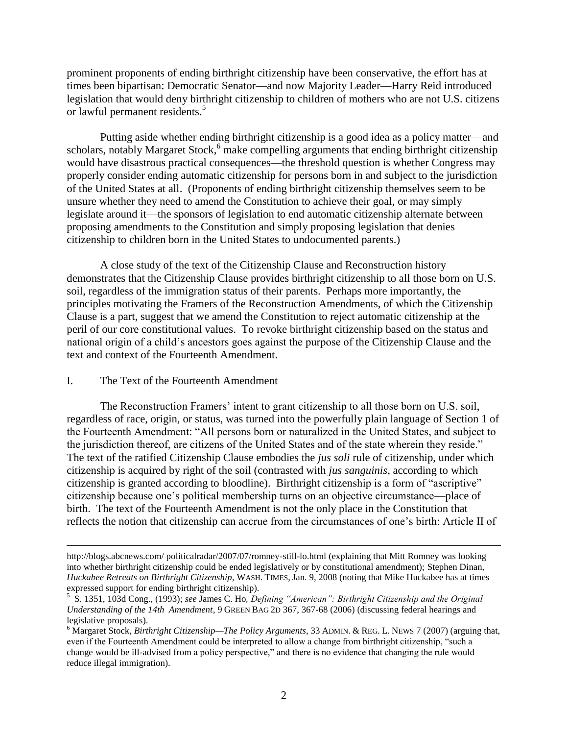prominent proponents of ending birthright citizenship have been conservative, the effort has at times been bipartisan: Democratic Senator—and now Majority Leader—Harry Reid introduced legislation that would deny birthright citizenship to children of mothers who are not U.S. citizens or lawful permanent residents.[5]

Putting aside whether ending birthright citizenship is a good idea as a policy matter—and scholars, notably Margaret Stock,[6] make compelling arguments that ending birthright citizenship would have disastrous practical consequences—the threshold question is whether Congress may properly consider ending automatic citizenship for persons born in and subject to the jurisdiction of the United States at all. (Proponents of ending birthright citizenship themselves seem to be unsure whether they need to amend the Constitution to achieve their goal, or may simply legislate around it—the sponsors of legislation to end automatic citizenship alternate between proposing amendments to the Constitution and simply proposing legislation that denies citizenship to children born in the United States to undocumented parents.)

A close study of the text of the Citizenship Clause and Reconstruction history demonstrates that the Citizenship Clause provides birthright citizenship to all those born on U.S. soil, regardless of the immigration status of their parents. Perhaps more importantly, the principles motivating the Framers of the Reconstruction Amendments, of which the Citizenship Clause is a part, suggest that we amend the Constitution to reject automatic citizenship at the peril of our core constitutional values. To revoke birthright citizenship based on the status and national origin of a child's ancestors goes against the purpose of the Citizenship Clause and the text and context of the Fourteenth Amendment.

## I. The Text of the Fourteenth Amendment

The Reconstruction Framers' intent to grant citizenship to all those born on U.S. soil, regardless of race, origin, or status, was turned into the powerfully plain language of Section 1 of the Fourteenth Amendment: "All persons born or naturalized in the United States, and subject to the jurisdiction thereof, are citizens of the United States and of the state wherein they reside." The text of the ratified Citizenship Clause embodies the *jus soli* rule of citizenship, under which citizenship is acquired by right of the soil (contrasted with *jus sanguinis*, according to which citizenship is granted according to bloodline). Birthright citizenship is a form of "ascriptive" citizenship because one's political membership turns on an objective circumstance—place of birth. The text of the Fourteenth Amendment is not the only place in the Constitution that reflects the notion that citizenship can accrue from the circumstances of one's birth: Article II of

---

http://blogs.abcnews.com/ politicalradar/2007/07/romney-still-lo.html (explaining that Mitt Romney was looking into whether birthright citizenship could be ended legislatively or by constitutional amendment); Stephen Dinan, *Huckabee Retreats on Birthright Citizenship*, WASH. TIMES, Jan. 9, 2008 (noting that Mike Huckabee has at times expressed support for ending birthright citizenship).

[5] S. 1351, 103d Cong., (1993); *see* James C. Ho, *Defining "American": Birthright Citizenship and the Original Understanding of the 14th Amendment*, 9 GREEN BAG 2D 367, 367-68 (2006) (discussing federal hearings and legislative proposals).

[6] Margaret Stock, *Birthright Citizenship—The Policy Arguments*, 33 ADMIN. & REG. L. NEWS 7 (2007) (arguing that, even if the Fourteenth Amendment could be interpreted to allow a change from birthright citizenship, "such a change would be ill-advised from a policy perspective," and there is no evidence that changing the rule would reduce illegal immigration).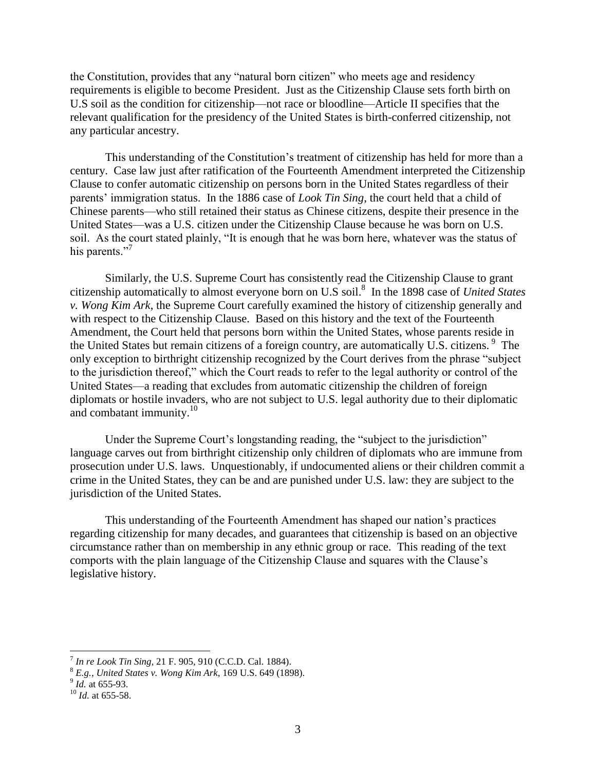the Constitution, provides that any "natural born citizen" who meets age and residency requirements is eligible to become President. Just as the Citizenship Clause sets forth birth on U.S soil as the condition for citizenship—not race or bloodline—Article II specifies that the relevant qualification for the presidency of the United States is birth-conferred citizenship, not any particular ancestry.

This understanding of the Constitution's treatment of citizenship has held for more than a century. Case law just after ratification of the Fourteenth Amendment interpreted the Citizenship Clause to confer automatic citizenship on persons born in the United States regardless of their parents' immigration status. In the 1886 case of *Look Tin Sing*, the court held that a child of Chinese parents—who still retained their status as Chinese citizens, despite their presence in the United States—was a U.S. citizen under the Citizenship Clause because he was born on U.S. soil. As the court stated plainly, "It is enough that he was born here, whatever was the status of his parents."[7]

Similarly, the U.S. Supreme Court has consistently read the Citizenship Clause to grant citizenship automatically to almost everyone born on U.S soil.[8] In the 1898 case of *United States v. Wong Kim Ark*, the Supreme Court carefully examined the history of citizenship generally and with respect to the Citizenship Clause. Based on this history and the text of the Fourteenth Amendment, the Court held that persons born within the United States, whose parents reside in the United States but remain citizens of a foreign country, are automatically U.S. citizens.[9] The only exception to birthright citizenship recognized by the Court derives from the phrase "subject to the jurisdiction thereof," which the Court reads to refer to the legal authority or control of the United States—a reading that excludes from automatic citizenship the children of foreign diplomats or hostile invaders, who are not subject to U.S. legal authority due to their diplomatic and combatant immunity.[10]

Under the Supreme Court's longstanding reading, the "subject to the jurisdiction" language carves out from birthright citizenship only children of diplomats who are immune from prosecution under U.S. laws. Unquestionably, if undocumented aliens or their children commit a crime in the United States, they can be and are punished under U.S. law: they are subject to the jurisdiction of the United States.

This understanding of the Fourteenth Amendment has shaped our nation's practices regarding citizenship for many decades, and guarantees that citizenship is based on an objective circumstance rather than on membership in any ethnic group or race. This reading of the text comports with the plain language of the Citizenship Clause and squares with the Clause's legislative history.

---

[7] *In re Look Tin Sing*, 21 F. 905, 910 (C.C.D. Cal. 1884).

[8] *E.g.*, *United States v. Wong Kim Ark*, 169 U.S. 649 (1898).

[9] *Id.* at 655-93.

[10] *Id.* at 655-58.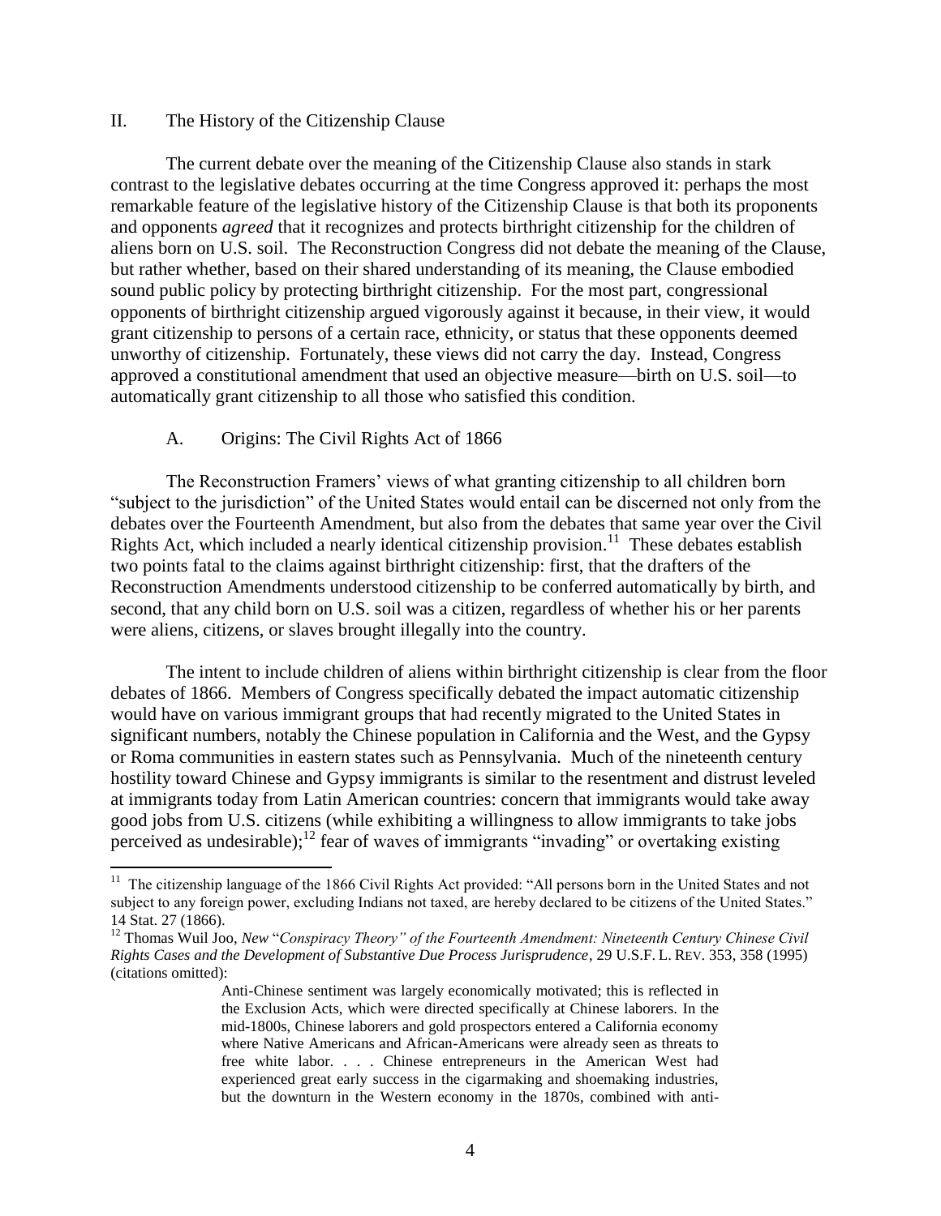## II. The History of the Citizenship Clause

The current debate over the meaning of the Citizenship Clause also stands in stark contrast to the legislative debates occurring at the time Congress approved it: perhaps the most remarkable feature of the legislative history of the Citizenship Clause is that both its proponents and opponents *agreed* that it recognizes and protects birthright citizenship for the children of aliens born on U.S. soil. The Reconstruction Congress did not debate the meaning of the Clause, but rather whether, based on their shared understanding of its meaning, the Clause embodied sound public policy by protecting birthright citizenship. For the most part, congressional opponents of birthright citizenship argued vigorously against it because, in their view, it would grant citizenship to persons of a certain race, ethnicity, or status that these opponents deemed unworthy of citizenship. Fortunately, these views did not carry the day. Instead, Congress approved a constitutional amendment that used an objective measure—birth on U.S. soil—to automatically grant citizenship to all those who satisfied this condition.

### A. Origins: The Civil Rights Act of 1866

The Reconstruction Framers' views of what granting citizenship to all children born "subject to the jurisdiction" of the United States would entail can be discerned not only from the debates over the Fourteenth Amendment, but also from the debates that same year over the Civil Rights Act, which included a nearly identical citizenship provision.[11] These debates establish two points fatal to the claims against birthright citizenship: first, that the drafters of the Reconstruction Amendments understood citizenship to be conferred automatically by birth, and second, that any child born on U.S. soil was a citizen, regardless of whether his or her parents were aliens, citizens, or slaves brought illegally into the country.

The intent to include children of aliens within birthright citizenship is clear from the floor debates of 1866. Members of Congress specifically debated the impact automatic citizenship would have on various immigrant groups that had recently migrated to the United States in significant numbers, notably the Chinese population in California and the West, and the Gypsy or Roma communities in eastern states such as Pennsylvania. Much of the nineteenth century hostility toward Chinese and Gypsy immigrants is similar to the resentment and distrust leveled at immigrants today from Latin American countries: concern that immigrants would take away good jobs from U.S. citizens (while exhibiting a willingness to allow immigrants to take jobs perceived as undesirable);[12] fear of waves of immigrants "invading" or overtaking existing

---

[11] The citizenship language of the 1866 Civil Rights Act provided: "All persons born in the United States and not subject to any foreign power, excluding Indians not taxed, are hereby declared to be citizens of the United States." 14 Stat. 27 (1866).

[12] Thomas Wuil Joo, *New "Conspiracy Theory" of the Fourteenth Amendment: Nineteenth Century Chinese Civil Rights Cases and the Development of Substantive Due Process Jurisprudence*, 29 U.S.F. L. REV. 353, 358 (1995) (citations omitted):

> Anti-Chinese sentiment was largely economically motivated; this is reflected in the Exclusion Acts, which were directed specifically at Chinese laborers. In the mid-1800s, Chinese laborers and gold prospectors entered a California economy where Native Americans and African-Americans were already seen as threats to free white labor. . . . Chinese entrepreneurs in the American West had experienced great early success in the cigarmaking and shoemaking industries, but the downturn in the Western economy in the 1870s, combined with anti-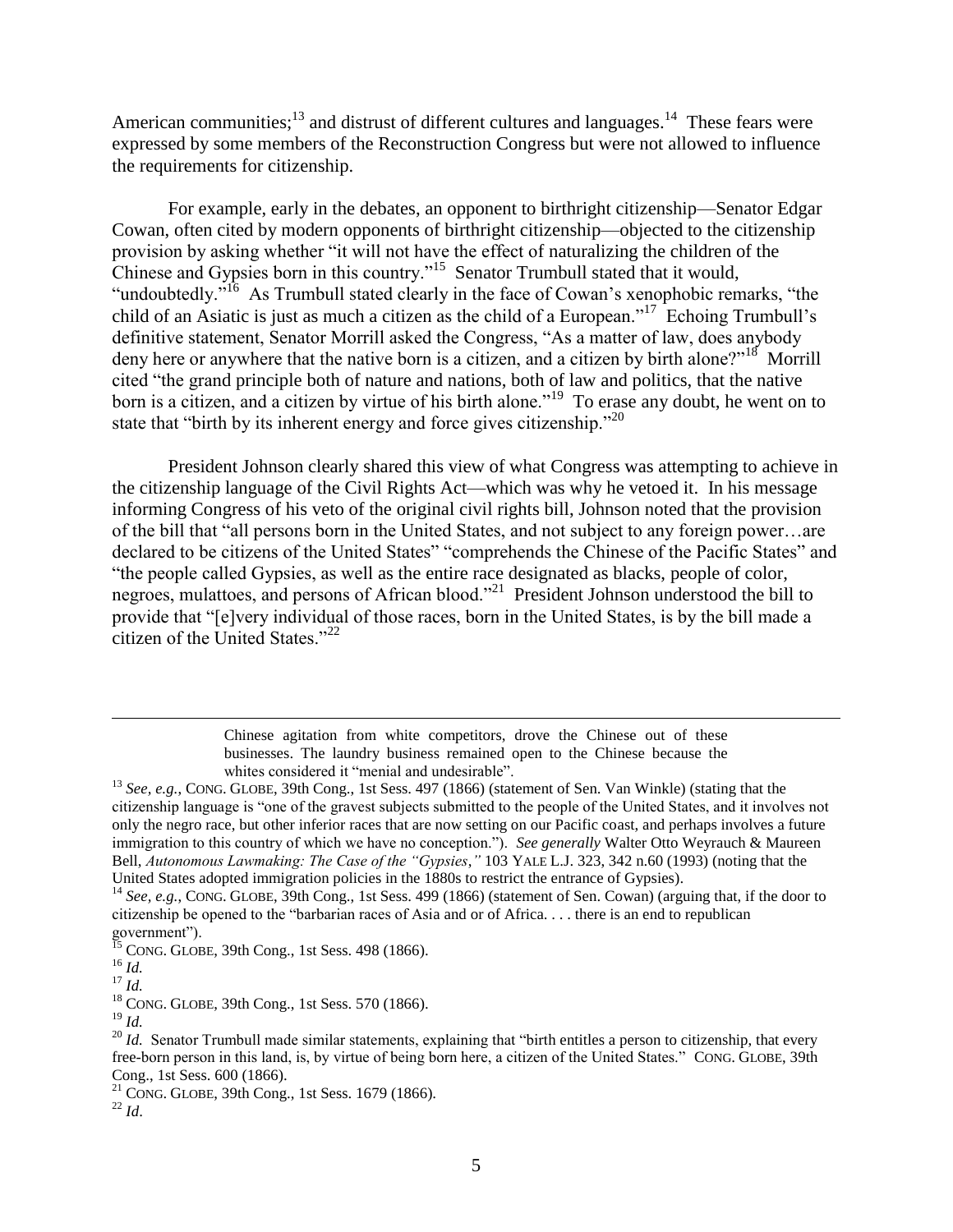American communities;[13] and distrust of different cultures and languages.[14] These fears were expressed by some members of the Reconstruction Congress but were not allowed to influence the requirements for citizenship.

For example, early in the debates, an opponent to birthright citizenship—Senator Edgar Cowan, often cited by modern opponents of birthright citizenship—objected to the citizenship provision by asking whether "it will not have the effect of naturalizing the children of the Chinese and Gypsies born in this country."[15] Senator Trumbull stated that it would, "undoubtedly."[16] As Trumbull stated clearly in the face of Cowan's xenophobic remarks, "the child of an Asiatic is just as much a citizen as the child of a European."[17] Echoing Trumbull's definitive statement, Senator Morrill asked the Congress, "As a matter of law, does anybody deny here or anywhere that the native born is a citizen, and a citizen by birth alone?"[18] Morrill cited "the grand principle both of nature and nations, both of law and politics, that the native born is a citizen, and a citizen by virtue of his birth alone."[19] To erase any doubt, he went on to state that "birth by its inherent energy and force gives citizenship."[20]

President Johnson clearly shared this view of what Congress was attempting to achieve in the citizenship language of the Civil Rights Act—which was why he vetoed it. In his message informing Congress of his veto of the original civil rights bill, Johnson noted that the provision of the bill that "all persons born in the United States, and not subject to any foreign power…are declared to be citizens of the United States" "comprehends the Chinese of the Pacific States" and "the people called Gypsies, as well as the entire race designated as blacks, people of color, negroes, mulattoes, and persons of African blood."[21] President Johnson understood the bill to provide that "[e]very individual of those races, born in the United States, is by the bill made a citizen of the United States."[22]

---

> Chinese agitation from white competitors, drove the Chinese out of these businesses. The laundry business remained open to the Chinese because the whites considered it "menial and undesirable".

[13] *See, e.g.*, CONG. GLOBE, 39th Cong., 1st Sess. 497 (1866) (statement of Sen. Van Winkle) (stating that the citizenship language is "one of the gravest subjects submitted to the people of the United States, and it involves not only the negro race, but other inferior races that are now setting on our Pacific coast, and perhaps involves a future immigration to this country of which we have no conception."). *See generally* Walter Otto Weyrauch & Maureen Bell, *Autonomous Lawmaking: The Case of the "Gypsies*,*"* 103 YALE L.J. 323, 342 n.60 (1993) (noting that the United States adopted immigration policies in the 1880s to restrict the entrance of Gypsies).

[14] *See, e.g.,* CONG. GLOBE, 39th Cong., 1st Sess. 499 (1866) (statement of Sen. Cowan) (arguing that, if the door to citizenship be opened to the "barbarian races of Asia and or of Africa. . . . there is an end to republican government").

[15] CONG. GLOBE, 39th Cong., 1st Sess. 498 (1866).

[16] *Id.*

[17] *Id.*

[18] CONG. GLOBE, 39th Cong., 1st Sess. 570 (1866).

[19] *Id.*

[20] *Id.* Senator Trumbull made similar statements, explaining that "birth entitles a person to citizenship, that every free-born person in this land, is, by virtue of being born here, a citizen of the United States." CONG. GLOBE, 39th Cong., 1st Sess. 600 (1866).

[21] CONG. GLOBE, 39th Cong., 1st Sess. 1679 (1866).

[22] *Id*.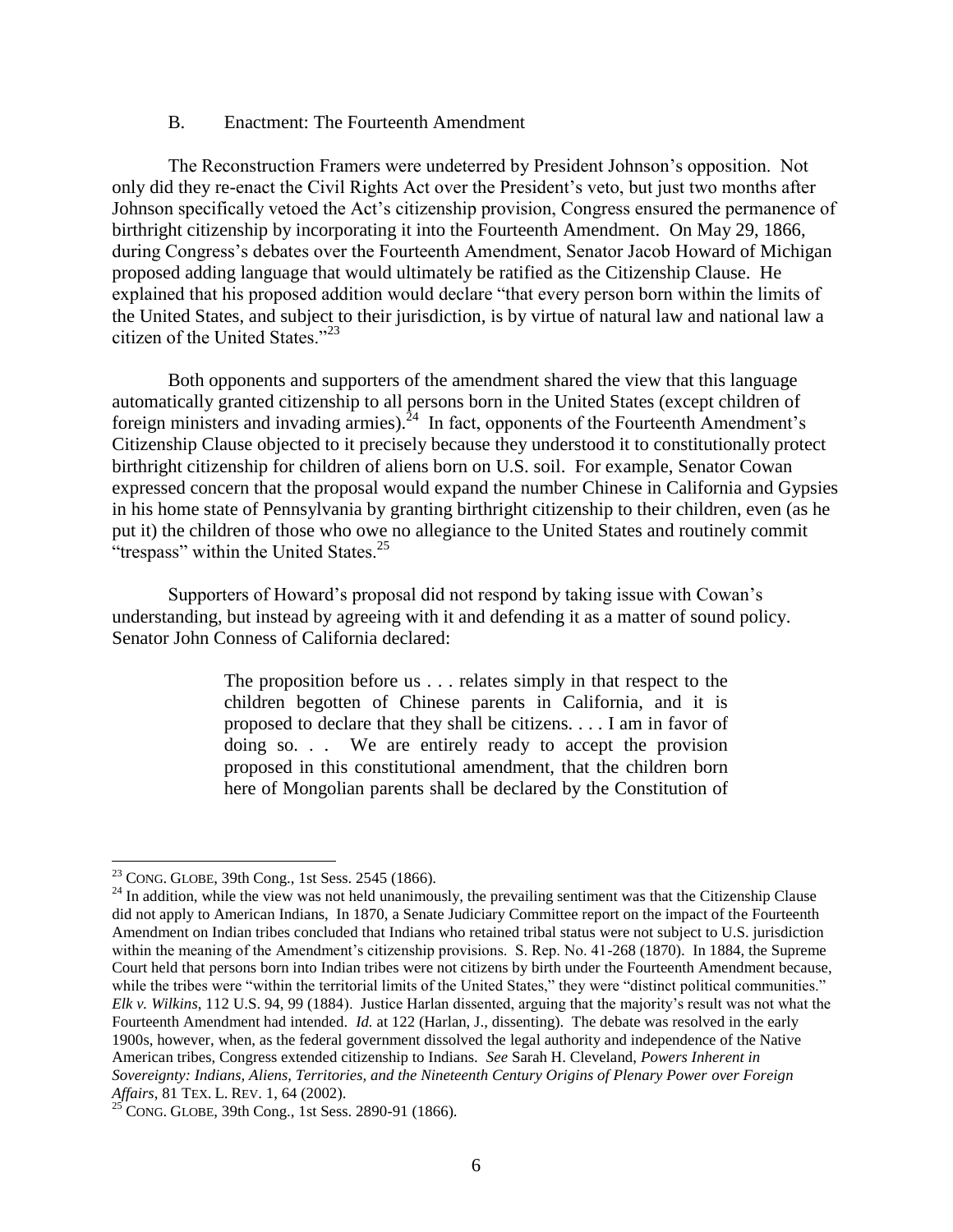### B. Enactment: The Fourteenth Amendment

The Reconstruction Framers were undeterred by President Johnson's opposition. Not only did they re-enact the Civil Rights Act over the President's veto, but just two months after Johnson specifically vetoed the Act's citizenship provision, Congress ensured the permanence of birthright citizenship by incorporating it into the Fourteenth Amendment. On May 29, 1866, during Congress's debates over the Fourteenth Amendment, Senator Jacob Howard of Michigan proposed adding language that would ultimately be ratified as the Citizenship Clause. He explained that his proposed addition would declare "that every person born within the limits of the United States, and subject to their jurisdiction, is by virtue of natural law and national law a citizen of the United States."[23]

Both opponents and supporters of the amendment shared the view that this language automatically granted citizenship to all persons born in the United States (except children of foreign ministers and invading armies).[24] In fact, opponents of the Fourteenth Amendment's Citizenship Clause objected to it precisely because they understood it to constitutionally protect birthright citizenship for children of aliens born on U.S. soil. For example, Senator Cowan expressed concern that the proposal would expand the number Chinese in California and Gypsies in his home state of Pennsylvania by granting birthright citizenship to their children, even (as he put it) the children of those who owe no allegiance to the United States and routinely commit "trespass" within the United States.[25]

Supporters of Howard's proposal did not respond by taking issue with Cowan's understanding, but instead by agreeing with it and defending it as a matter of sound policy. Senator John Conness of California declared:

> The proposition before us . . . relates simply in that respect to the children begotten of Chinese parents in California, and it is proposed to declare that they shall be citizens. . . . I am in favor of doing so. . . We are entirely ready to accept the provision proposed in this constitutional amendment, that the children born here of Mongolian parents shall be declared by the Constitution of

---

[23] CONG. GLOBE, 39th Cong., 1st Sess. 2545 (1866).

[24] In addition, while the view was not held unanimously, the prevailing sentiment was that the Citizenship Clause did not apply to American Indians, In 1870, a Senate Judiciary Committee report on the impact of the Fourteenth Amendment on Indian tribes concluded that Indians who retained tribal status were not subject to U.S. jurisdiction within the meaning of the Amendment's citizenship provisions. S. Rep. No. 41-268 (1870). In 1884, the Supreme Court held that persons born into Indian tribes were not citizens by birth under the Fourteenth Amendment because, while the tribes were "within the territorial limits of the United States," they were "distinct political communities." *Elk v. Wilkins*, 112 U.S. 94, 99 (1884). Justice Harlan dissented, arguing that the majority's result was not what the Fourteenth Amendment had intended. *Id.* at 122 (Harlan, J., dissenting). The debate was resolved in the early 1900s, however, when, as the federal government dissolved the legal authority and independence of the Native American tribes, Congress extended citizenship to Indians. *See* Sarah H. Cleveland, *Powers Inherent in Sovereignty: Indians, Aliens, Territories, and the Nineteenth Century Origins of Plenary Power over Foreign Affairs*, 81 TEX. L. REV. 1, 64 (2002).

[25] CONG. GLOBE, 39th Cong., 1st Sess. 2890-91 (1866).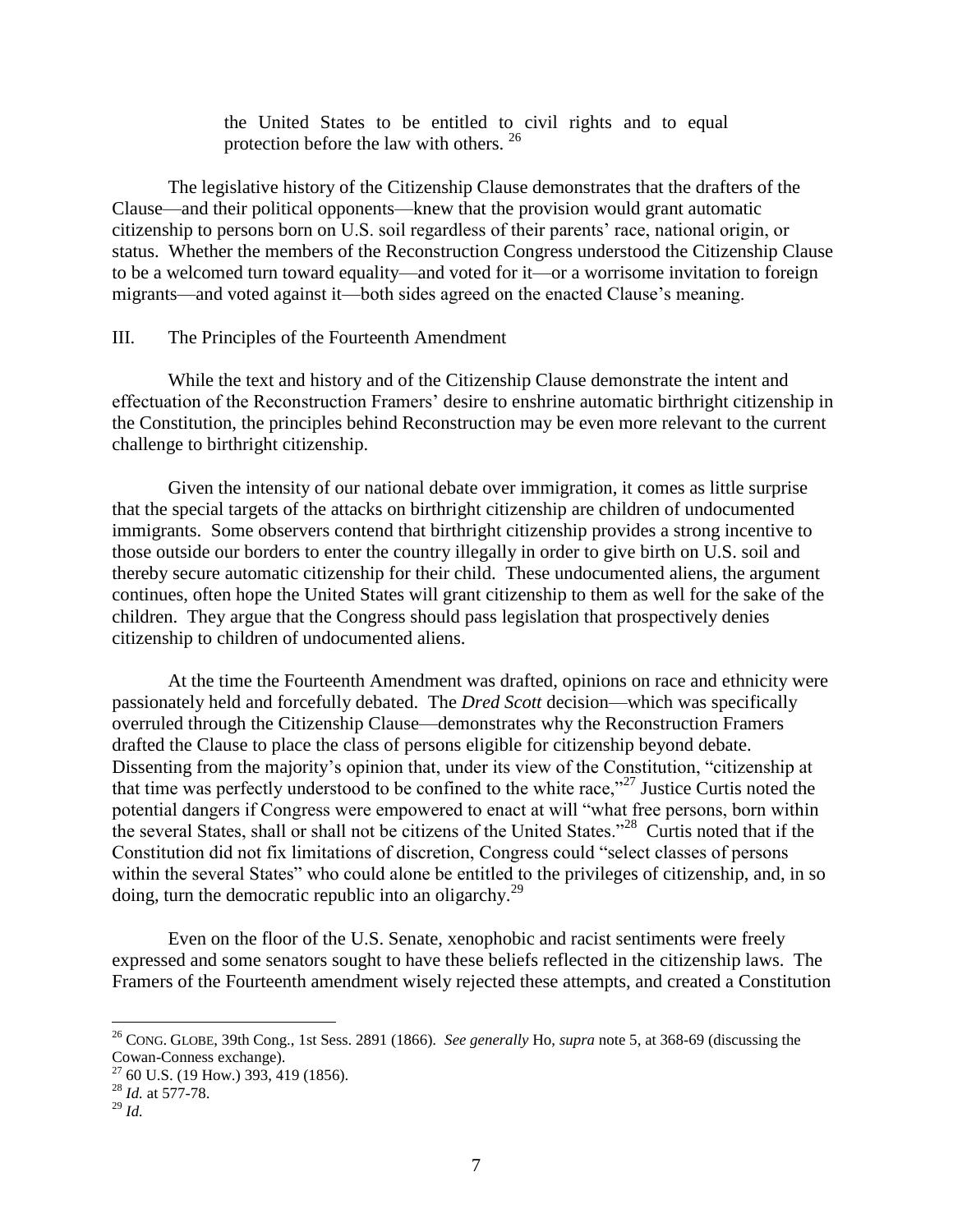> the United States to be entitled to civil rights and to equal protection before the law with others. [26]

The legislative history of the Citizenship Clause demonstrates that the drafters of the Clause—and their political opponents—knew that the provision would grant automatic citizenship to persons born on U.S. soil regardless of their parents' race, national origin, or status. Whether the members of the Reconstruction Congress understood the Citizenship Clause to be a welcomed turn toward equality—and voted for it—or a worrisome invitation to foreign migrants—and voted against it—both sides agreed on the enacted Clause's meaning.

## III. The Principles of the Fourteenth Amendment

While the text and history and of the Citizenship Clause demonstrate the intent and effectuation of the Reconstruction Framers' desire to enshrine automatic birthright citizenship in the Constitution, the principles behind Reconstruction may be even more relevant to the current challenge to birthright citizenship.

Given the intensity of our national debate over immigration, it comes as little surprise that the special targets of the attacks on birthright citizenship are children of undocumented immigrants. Some observers contend that birthright citizenship provides a strong incentive to those outside our borders to enter the country illegally in order to give birth on U.S. soil and thereby secure automatic citizenship for their child. These undocumented aliens, the argument continues, often hope the United States will grant citizenship to them as well for the sake of the children. They argue that the Congress should pass legislation that prospectively denies citizenship to children of undocumented aliens.

At the time the Fourteenth Amendment was drafted, opinions on race and ethnicity were passionately held and forcefully debated. The *Dred Scott* decision—which was specifically overruled through the Citizenship Clause—demonstrates why the Reconstruction Framers drafted the Clause to place the class of persons eligible for citizenship beyond debate. Dissenting from the majority's opinion that, under its view of the Constitution, "citizenship at that time was perfectly understood to be confined to the white race,"[27] Justice Curtis noted the potential dangers if Congress were empowered to enact at will "what free persons, born within the several States, shall or shall not be citizens of the United States."[28] Curtis noted that if the Constitution did not fix limitations of discretion, Congress could "select classes of persons within the several States" who could alone be entitled to the privileges of citizenship, and, in so doing, turn the democratic republic into an oligarchy.[29]

Even on the floor of the U.S. Senate, xenophobic and racist sentiments were freely expressed and some senators sought to have these beliefs reflected in the citizenship laws. The Framers of the Fourteenth amendment wisely rejected these attempts, and created a Constitution

---

[26] CONG. GLOBE, 39th Cong., 1st Sess. 2891 (1866). *See generally* Ho, *supra* note 5, at 368-69 (discussing the Cowan-Conness exchange).

[27] 60 U.S. (19 How.) 393, 419 (1856).

[28] *Id.* at 577-78.

[29] *Id.*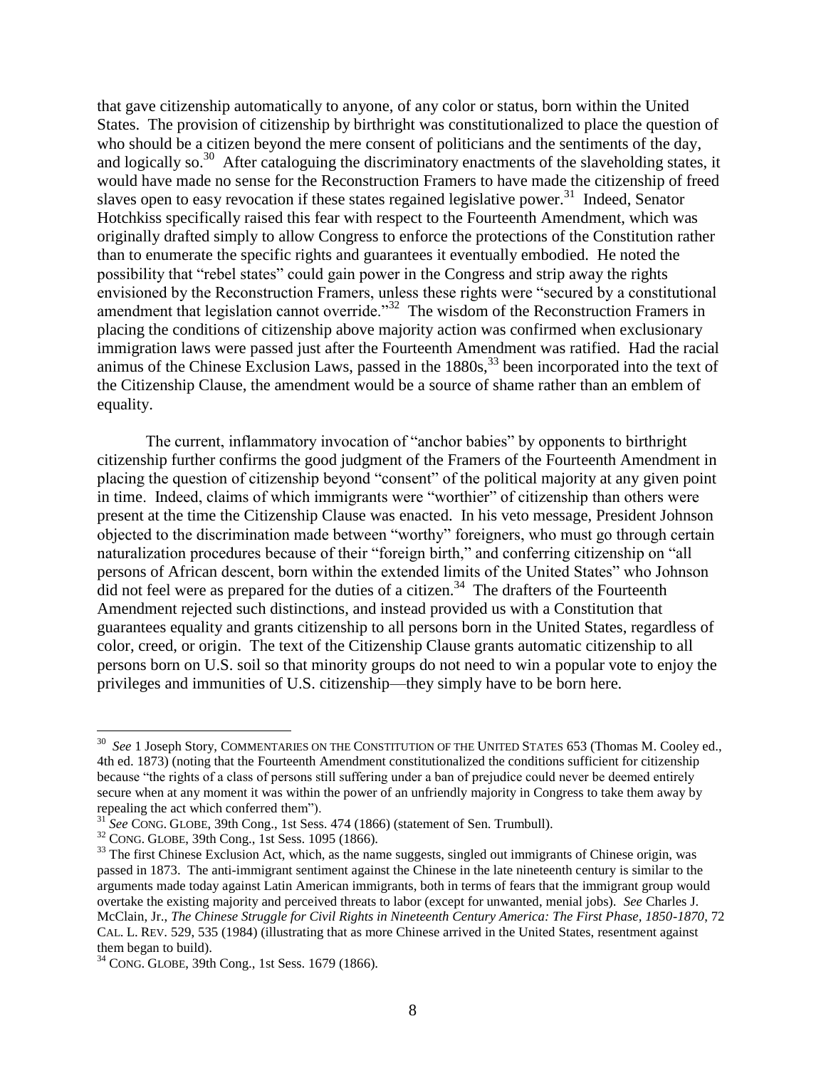that gave citizenship automatically to anyone, of any color or status, born within the United States. The provision of citizenship by birthright was constitutionalized to place the question of who should be a citizen beyond the mere consent of politicians and the sentiments of the day, and logically so.[30] After cataloguing the discriminatory enactments of the slaveholding states, it would have made no sense for the Reconstruction Framers to have made the citizenship of freed slaves open to easy revocation if these states regained legislative power.[31] Indeed, Senator Hotchkiss specifically raised this fear with respect to the Fourteenth Amendment, which was originally drafted simply to allow Congress to enforce the protections of the Constitution rather than to enumerate the specific rights and guarantees it eventually embodied. He noted the possibility that "rebel states" could gain power in the Congress and strip away the rights envisioned by the Reconstruction Framers, unless these rights were "secured by a constitutional amendment that legislation cannot override."[32] The wisdom of the Reconstruction Framers in placing the conditions of citizenship above majority action was confirmed when exclusionary immigration laws were passed just after the Fourteenth Amendment was ratified. Had the racial animus of the Chinese Exclusion Laws, passed in the 1880s,[33] been incorporated into the text of the Citizenship Clause, the amendment would be a source of shame rather than an emblem of equality.

The current, inflammatory invocation of "anchor babies" by opponents to birthright citizenship further confirms the good judgment of the Framers of the Fourteenth Amendment in placing the question of citizenship beyond "consent" of the political majority at any given point in time. Indeed, claims of which immigrants were "worthier" of citizenship than others were present at the time the Citizenship Clause was enacted. In his veto message, President Johnson objected to the discrimination made between "worthy" foreigners, who must go through certain naturalization procedures because of their "foreign birth," and conferring citizenship on "all persons of African descent, born within the extended limits of the United States" who Johnson did not feel were as prepared for the duties of a citizen.[34] The drafters of the Fourteenth Amendment rejected such distinctions, and instead provided us with a Constitution that guarantees equality and grants citizenship to all persons born in the United States, regardless of color, creed, or origin. The text of the Citizenship Clause grants automatic citizenship to all persons born on U.S. soil so that minority groups do not need to win a popular vote to enjoy the privileges and immunities of U.S. citizenship—they simply have to be born here.

---

[30] *See* 1 Joseph Story, COMMENTARIES ON THE CONSTITUTION OF THE UNITED STATES 653 (Thomas M. Cooley ed., 4th ed. 1873) (noting that the Fourteenth Amendment constitutionalized the conditions sufficient for citizenship because "the rights of a class of persons still suffering under a ban of prejudice could never be deemed entirely secure when at any moment it was within the power of an unfriendly majority in Congress to take them away by repealing the act which conferred them").

[31] *See* CONG. GLOBE, 39th Cong., 1st Sess. 474 (1866) (statement of Sen. Trumbull).

[32] CONG. GLOBE, 39th Cong., 1st Sess. 1095 (1866).

[33] The first Chinese Exclusion Act, which, as the name suggests, singled out immigrants of Chinese origin, was passed in 1873. The anti-immigrant sentiment against the Chinese in the late nineteenth century is similar to the arguments made today against Latin American immigrants, both in terms of fears that the immigrant group would overtake the existing majority and perceived threats to labor (except for unwanted, menial jobs). *See* Charles J. McClain, Jr., *The Chinese Struggle for Civil Rights in Nineteenth Century America: The First Phase, 1850-1870*, 72 CAL. L. REV. 529, 535 (1984) (illustrating that as more Chinese arrived in the United States, resentment against them began to build).

[34] CONG. GLOBE, 39th Cong., 1st Sess. 1679 (1866).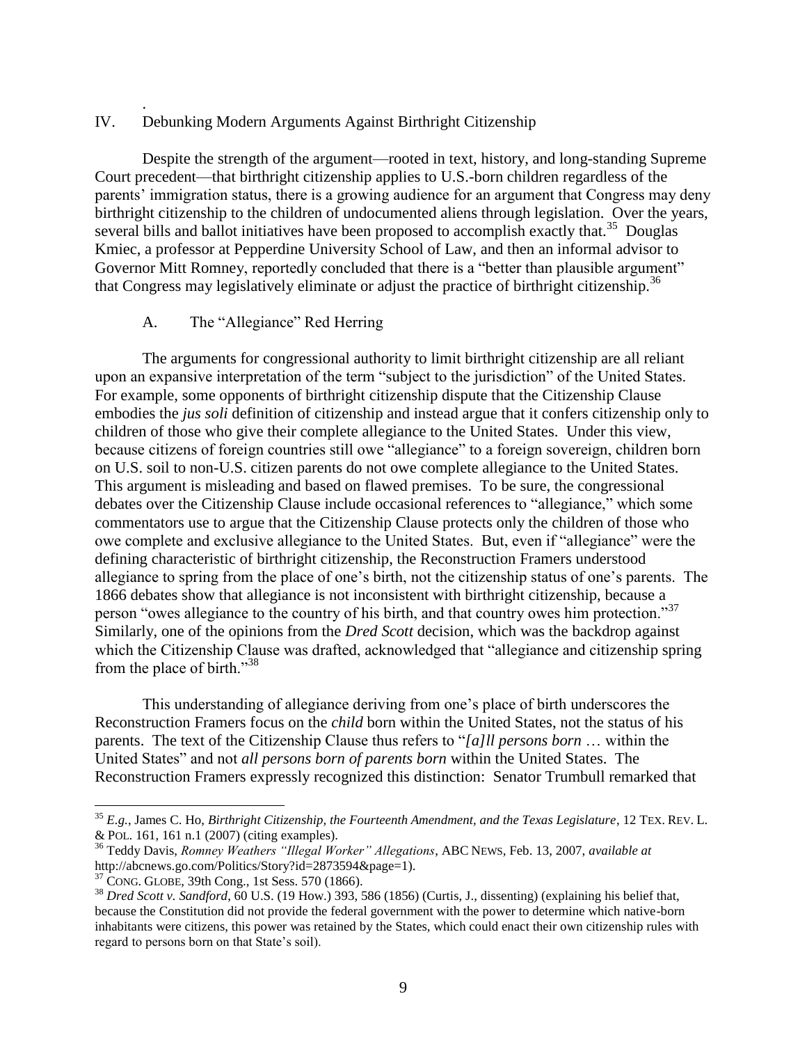## IV. Debunking Modern Arguments Against Birthright Citizenship

Despite the strength of the argument—rooted in text, history, and long-standing Supreme Court precedent—that birthright citizenship applies to U.S.-born children regardless of the parents' immigration status, there is a growing audience for an argument that Congress may deny birthright citizenship to the children of undocumented aliens through legislation. Over the years, several bills and ballot initiatives have been proposed to accomplish exactly that.[35] Douglas Kmiec, a professor at Pepperdine University School of Law, and then an informal advisor to Governor Mitt Romney, reportedly concluded that there is a "better than plausible argument" that Congress may legislatively eliminate or adjust the practice of birthright citizenship.[36]

### A. The "Allegiance" Red Herring

The arguments for congressional authority to limit birthright citizenship are all reliant upon an expansive interpretation of the term "subject to the jurisdiction" of the United States. For example, some opponents of birthright citizenship dispute that the Citizenship Clause embodies the *jus soli* definition of citizenship and instead argue that it confers citizenship only to children of those who give their complete allegiance to the United States. Under this view, because citizens of foreign countries still owe "allegiance" to a foreign sovereign, children born on U.S. soil to non-U.S. citizen parents do not owe complete allegiance to the United States. This argument is misleading and based on flawed premises. To be sure, the congressional debates over the Citizenship Clause include occasional references to "allegiance," which some commentators use to argue that the Citizenship Clause protects only the children of those who owe complete and exclusive allegiance to the United States. But, even if "allegiance" were the defining characteristic of birthright citizenship, the Reconstruction Framers understood allegiance to spring from the place of one's birth, not the citizenship status of one's parents. The 1866 debates show that allegiance is not inconsistent with birthright citizenship, because a person "owes allegiance to the country of his birth, and that country owes him protection."[37] Similarly, one of the opinions from the *Dred Scott* decision, which was the backdrop against which the Citizenship Clause was drafted, acknowledged that "allegiance and citizenship spring from the place of birth."[38]

This understanding of allegiance deriving from one's place of birth underscores the Reconstruction Framers focus on the *child* born within the United States, not the status of his parents. The text of the Citizenship Clause thus refers to "*[a]ll persons born* … within the United States" and not *all persons born of parents born* within the United States. The Reconstruction Framers expressly recognized this distinction: Senator Trumbull remarked that

---

[35] *E.g.*, James C. Ho, *Birthright Citizenship, the Fourteenth Amendment, and the Texas Legislature*, 12 TEX. REV. L. & POL. 161, 161 n.1 (2007) (citing examples).

[36] Teddy Davis, *Romney Weathers "Illegal Worker" Allegations*, ABC NEWS, Feb. 13, 2007, *available at* http://abcnews.go.com/Politics/Story?id=2873594&page=1).

[37] CONG. GLOBE, 39th Cong., 1st Sess. 570 (1866).

[38] *Dred Scott v. Sandford*, 60 U.S. (19 How.) 393, 586 (1856) (Curtis, J., dissenting) (explaining his belief that, because the Constitution did not provide the federal government with the power to determine which native-born inhabitants were citizens, this power was retained by the States, which could enact their own citizenship rules with regard to persons born on that State's soil).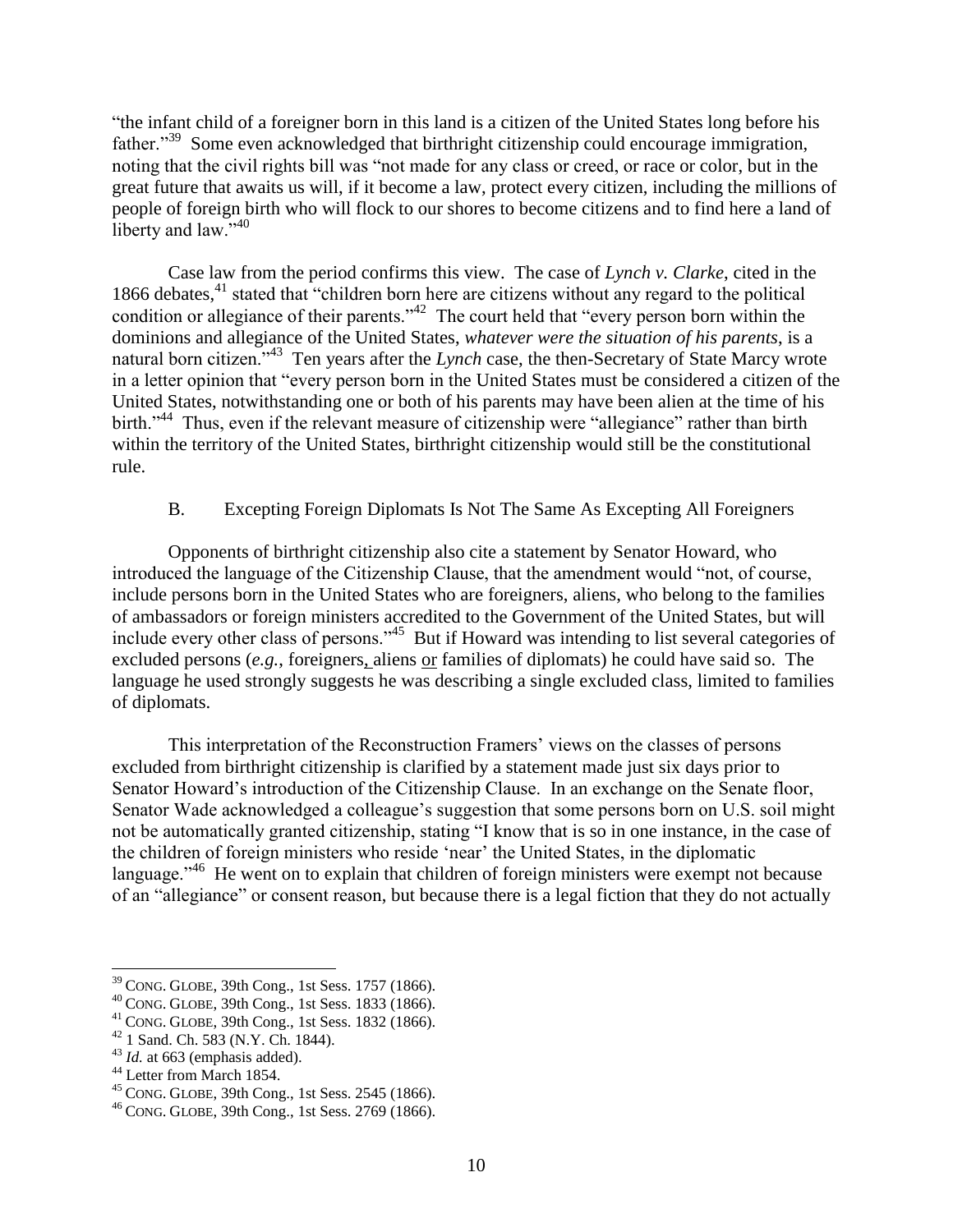"the infant child of a foreigner born in this land is a citizen of the United States long before his father."[39] Some even acknowledged that birthright citizenship could encourage immigration, noting that the civil rights bill was "not made for any class or creed, or race or color, but in the great future that awaits us will, if it become a law, protect every citizen, including the millions of people of foreign birth who will flock to our shores to become citizens and to find here a land of liberty and law."[40]

Case law from the period confirms this view. The case of *Lynch v. Clarke*, cited in the 1866 debates,[41] stated that "children born here are citizens without any regard to the political condition or allegiance of their parents."[42] The court held that "every person born within the dominions and allegiance of the United States, *whatever were the situation of his parents*, is a natural born citizen."[43] Ten years after the *Lynch* case, the then-Secretary of State Marcy wrote in a letter opinion that "every person born in the United States must be considered a citizen of the United States, notwithstanding one or both of his parents may have been alien at the time of his birth."[44] Thus, even if the relevant measure of citizenship were "allegiance" rather than birth within the territory of the United States, birthright citizenship would still be the constitutional rule.

### B. Excepting Foreign Diplomats Is Not The Same As Excepting All Foreigners

Opponents of birthright citizenship also cite a statement by Senator Howard, who introduced the language of the Citizenship Clause, that the amendment would "not, of course, include persons born in the United States who are foreigners, aliens, who belong to the families of ambassadors or foreign ministers accredited to the Government of the United States, but will include every other class of persons."[45] But if Howard was intending to list several categories of excluded persons (*e.g.*, foreigners, aliens or families of diplomats) he could have said so. The language he used strongly suggests he was describing a single excluded class, limited to families of diplomats.

This interpretation of the Reconstruction Framers' views on the classes of persons excluded from birthright citizenship is clarified by a statement made just six days prior to Senator Howard's introduction of the Citizenship Clause. In an exchange on the Senate floor, Senator Wade acknowledged a colleague's suggestion that some persons born on U.S. soil might not be automatically granted citizenship, stating "I know that is so in one instance, in the case of the children of foreign ministers who reside 'near' the United States, in the diplomatic language."[46] He went on to explain that children of foreign ministers were exempt not because of an "allegiance" or consent reason, but because there is a legal fiction that they do not actually

---

[39] CONG. GLOBE, 39th Cong., 1st Sess. 1757 (1866).

[40] CONG. GLOBE, 39th Cong., 1st Sess. 1833 (1866).

[41] CONG. GLOBE, 39th Cong., 1st Sess. 1832 (1866).

[42] 1 Sand. Ch. 583 (N.Y. Ch. 1844).

[43] *Id.* at 663 (emphasis added).

[44] Letter from March 1854.

[45] CONG. GLOBE, 39th Cong., 1st Sess. 2545 (1866).

[46] CONG. GLOBE, 39th Cong., 1st Sess. 2769 (1866).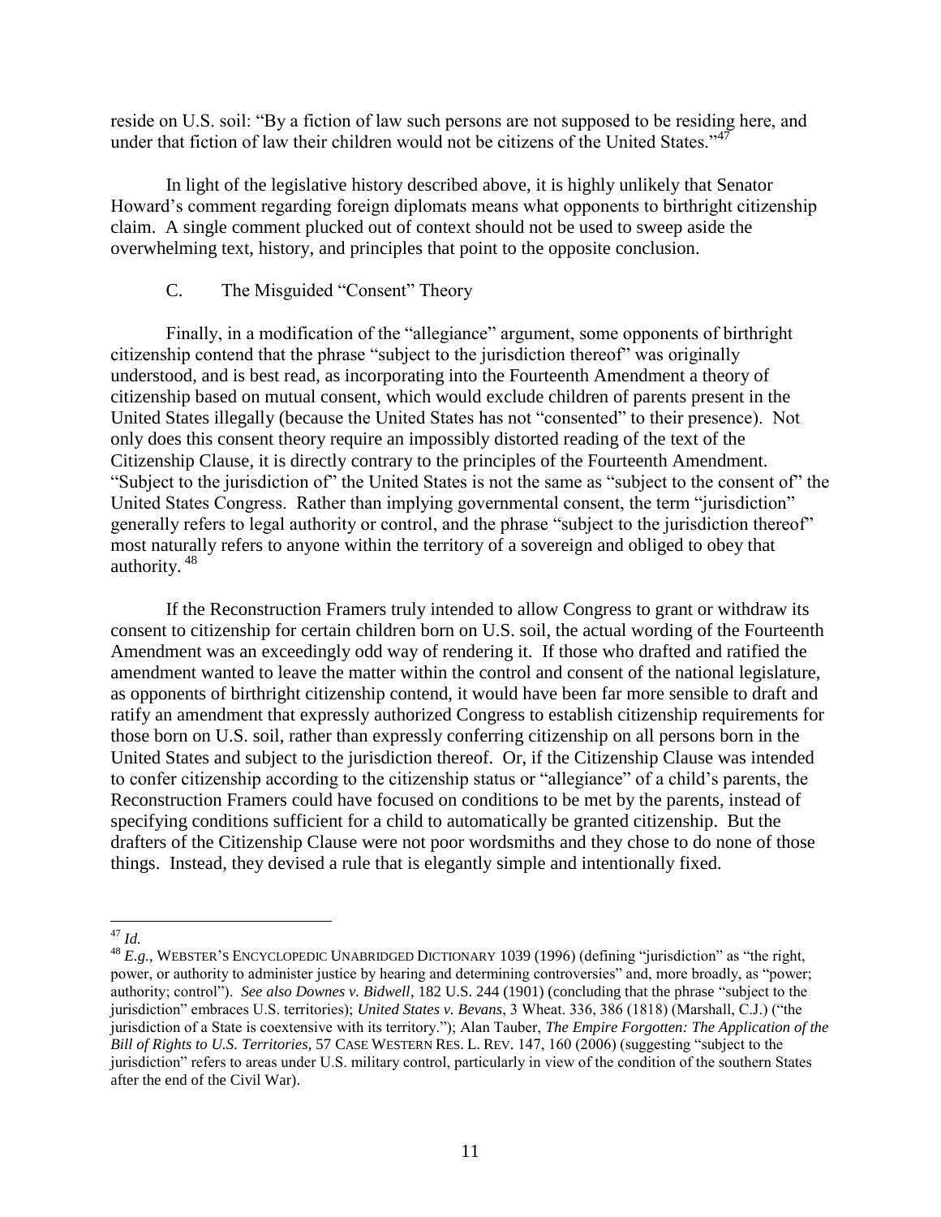reside on U.S. soil: "By a fiction of law such persons are not supposed to be residing here, and under that fiction of law their children would not be citizens of the United States."[47]

In light of the legislative history described above, it is highly unlikely that Senator Howard's comment regarding foreign diplomats means what opponents to birthright citizenship claim. A single comment plucked out of context should not be used to sweep aside the overwhelming text, history, and principles that point to the opposite conclusion.

### C. The Misguided "Consent" Theory

Finally, in a modification of the "allegiance" argument, some opponents of birthright citizenship contend that the phrase "subject to the jurisdiction thereof" was originally understood, and is best read, as incorporating into the Fourteenth Amendment a theory of citizenship based on mutual consent, which would exclude children of parents present in the United States illegally (because the United States has not "consented" to their presence). Not only does this consent theory require an impossibly distorted reading of the text of the Citizenship Clause, it is directly contrary to the principles of the Fourteenth Amendment. "Subject to the jurisdiction of" the United States is not the same as "subject to the consent of" the United States Congress. Rather than implying governmental consent, the term "jurisdiction" generally refers to legal authority or control, and the phrase "subject to the jurisdiction thereof" most naturally refers to anyone within the territory of a sovereign and obliged to obey that authority. [48]

If the Reconstruction Framers truly intended to allow Congress to grant or withdraw its consent to citizenship for certain children born on U.S. soil, the actual wording of the Fourteenth Amendment was an exceedingly odd way of rendering it. If those who drafted and ratified the amendment wanted to leave the matter within the control and consent of the national legislature, as opponents of birthright citizenship contend, it would have been far more sensible to draft and ratify an amendment that expressly authorized Congress to establish citizenship requirements for those born on U.S. soil, rather than expressly conferring citizenship on all persons born in the United States and subject to the jurisdiction thereof. Or, if the Citizenship Clause was intended to confer citizenship according to the citizenship status or "allegiance" of a child's parents, the Reconstruction Framers could have focused on conditions to be met by the parents, instead of specifying conditions sufficient for a child to automatically be granted citizenship. But the drafters of the Citizenship Clause were not poor wordsmiths and they chose to do none of those things. Instead, they devised a rule that is elegantly simple and intentionally fixed.

---

[47] *Id.*

[48] *E.g.*, WEBSTER'S ENCYCLOPEDIC UNABRIDGED DICTIONARY 1039 (1996) (defining "jurisdiction" as "the right, power, or authority to administer justice by hearing and determining controversies" and, more broadly, as "power; authority; control"). *See also Downes v. Bidwell*, 182 U.S. 244 (1901) (concluding that the phrase "subject to the jurisdiction" embraces U.S. territories); *United States v. Bevans*, 3 Wheat. 336, 386 (1818) (Marshall, C.J.) ("the jurisdiction of a State is coextensive with its territory."); Alan Tauber, *The Empire Forgotten: The Application of the Bill of Rights to U.S. Territories*, 57 CASE WESTERN RES. L. REV. 147, 160 (2006) (suggesting "subject to the jurisdiction" refers to areas under U.S. military control, particularly in view of the condition of the southern States after the end of the Civil War).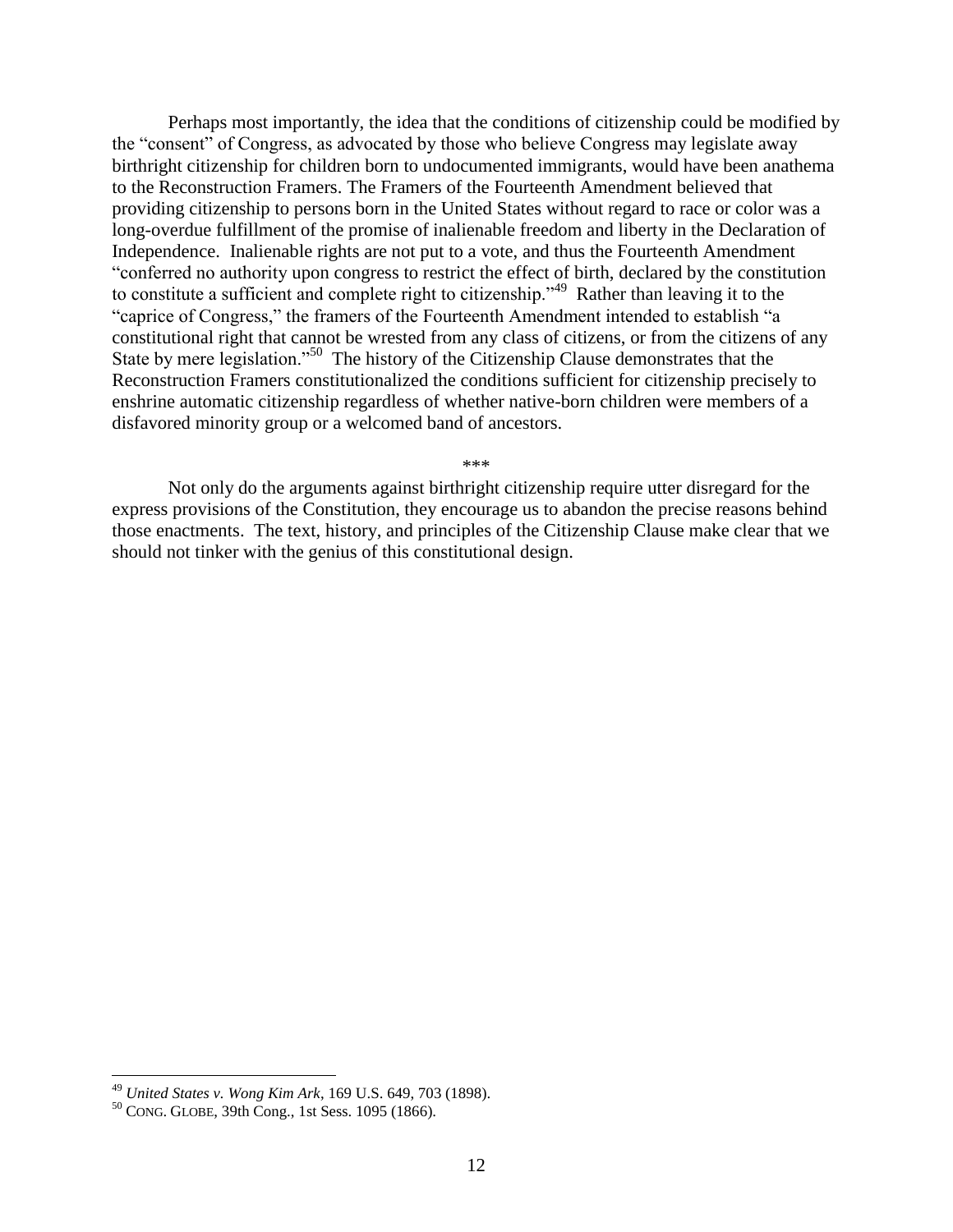Perhaps most importantly, the idea that the conditions of citizenship could be modified by the "consent" of Congress, as advocated by those who believe Congress may legislate away birthright citizenship for children born to undocumented immigrants, would have been anathema to the Reconstruction Framers. The Framers of the Fourteenth Amendment believed that providing citizenship to persons born in the United States without regard to race or color was a long-overdue fulfillment of the promise of inalienable freedom and liberty in the Declaration of Independence. Inalienable rights are not put to a vote, and thus the Fourteenth Amendment "conferred no authority upon congress to restrict the effect of birth, declared by the constitution to constitute a sufficient and complete right to citizenship."[49] Rather than leaving it to the "caprice of Congress," the framers of the Fourteenth Amendment intended to establish "a constitutional right that cannot be wrested from any class of citizens, or from the citizens of any State by mere legislation."[50] The history of the Citizenship Clause demonstrates that the Reconstruction Framers constitutionalized the conditions sufficient for citizenship precisely to enshrine automatic citizenship regardless of whether native-born children were members of a disfavored minority group or a welcomed band of ancestors.

\*\*\*

Not only do the arguments against birthright citizenship require utter disregard for the express provisions of the Constitution, they encourage us to abandon the precise reasons behind those enactments. The text, history, and principles of the Citizenship Clause make clear that we should not tinker with the genius of this constitutional design.

---

[49] *United States v. Wong Kim Ark*, 169 U.S. 649, 703 (1898).

[50] CONG. GLOBE, 39th Cong., 1st Sess. 1095 (1866).